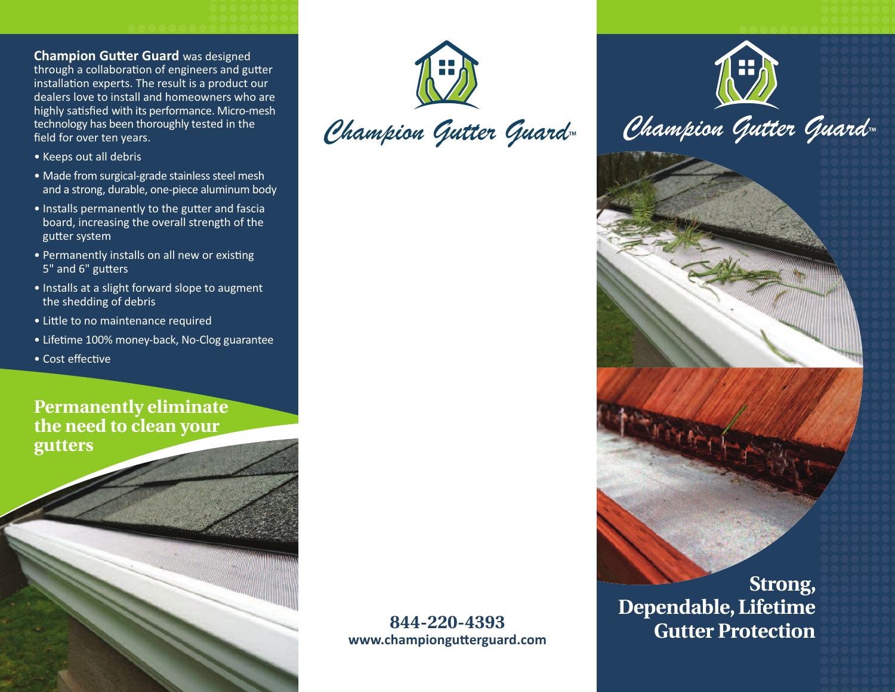**Champion Gutter Guard** was designed through a collaboration of engineers and gutter installation experts. The result is a product our dealers love to install and homeowners who are highly satisfied with its performance. Micro-mesh technology has been thoroughly tested in the field for over ten years.

- Keeps out all debris
- Made from surgical-grade stainless steel mesh and a strong, durable, one-piece aluminum body
- Installs permanently to the gutter and fascia board, increasing the overall strength of the gutter system
- Permanently installs on all new or existing 5" and 6" gutters
- Installs at a slight forward slope to augment the shedding of debris
- Little to no maintenance required
- Lifetime 100% money-back, No-Clog guarantee
- Cost effective

## Permanently eliminate the need to clean your gutters

# Champion Gutter Guard™

**844-220-4393**
**www.championgutterguard.com**

# Champion Gutter Guard™

## Strong, Dependable, Lifetime Gutter Protection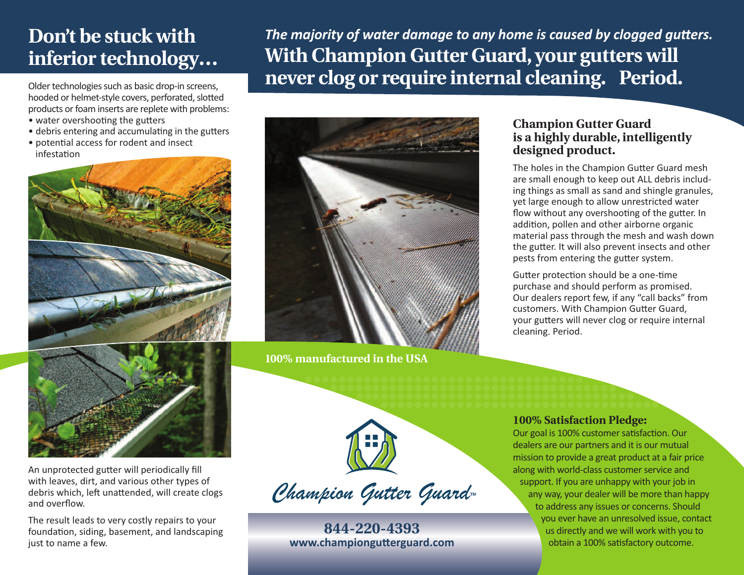## Don't be stuck with inferior technology…

Older technologies such as basic drop-in screens, hooded or helmet-style covers, perforated, slotted products or foam inserts are replete with problems:

- water overshooting the gutters
- debris entering and accumulating in the gutters
- potential access for rodent and insect infestation

An unprotected gutter will periodically fill with leaves, dirt, and various other types of debris which, left unattended, will create clogs and overflow.

The result leads to very costly repairs to your foundation, siding, basement, and landscaping just to name a few.

*The majority of water damage to any home is caused by clogged gutters.*

## With Champion Gutter Guard, your gutters will never clog or require internal cleaning. Period.

**100% manufactured in the USA**

### Champion Gutter Guard is a highly durable, intelligently designed product.

The holes in the Champion Gutter Guard mesh are small enough to keep out ALL debris including things as small as sand and shingle granules, yet large enough to allow unrestricted water flow without any overshooting of the gutter. In addition, pollen and other airborne organic material pass through the mesh and wash down the gutter. It will also prevent insects and other pests from entering the gutter system.

Gutter protection should be a one-time purchase and should perform as promised. Our dealers report few, if any "call backs" from customers. With Champion Gutter Guard, your gutters will never clog or require internal cleaning. Period.

Champion Gutter Guard™

**844-220-4393**
**www.championgutterguard.com**

### 100% Satisfaction Pledge:

Our goal is 100% customer satisfaction. Our dealers are our partners and it is our mutual mission to provide a great product at a fair price along with world-class customer service and support. If you are unhappy with your job in any way, your dealer will be more than happy to address any issues or concerns. Should you ever have an unresolved issue, contact us directly and we will work with you to obtain a 100% satisfactory outcome.